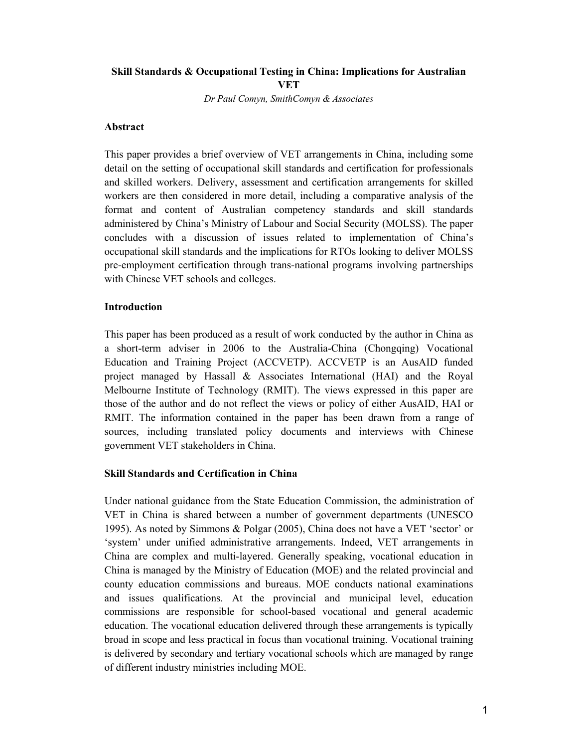# Skill Standards & Occupational Testing in China: Implications for Australian VET

*Dr Paul Comyn, SmithComyn & Associates*

## Abstract

This paper provides a brief overview of VET arrangements in China, including some detail on the setting of occupational skill standards and certification for professionals and skilled workers. Delivery, assessment and certification arrangements for skilled workers are then considered in more detail, including a comparative analysis of the format and content of Australian competency standards and skill standards administered by China's Ministry of Labour and Social Security (MOLSS). The paper concludes with a discussion of issues related to implementation of China's occupational skill standards and the implications for RTOs looking to deliver MOLSS pre-employment certification through trans-national programs involving partnerships with Chinese VET schools and colleges.

## Introduction

This paper has been produced as a result of work conducted by the author in China as a short-term adviser in 2006 to the Australia-China (Chongqing) Vocational Education and Training Project (ACCVETP). ACCVETP is an AusAID funded project managed by Hassall & Associates International (HAI) and the Royal Melbourne Institute of Technology (RMIT). The views expressed in this paper are those of the author and do not reflect the views or policy of either AusAID, HAI or RMIT. The information contained in the paper has been drawn from a range of sources, including translated policy documents and interviews with Chinese government VET stakeholders in China.

## Skill Standards and Certification in China

Under national guidance from the State Education Commission, the administration of VET in China is shared between a number of government departments (UNESCO 1995). As noted by Simmons & Polgar (2005), China does not have a VET 'sector' or 'system' under unified administrative arrangements. Indeed, VET arrangements in China are complex and multi-layered. Generally speaking, vocational education in China is managed by the Ministry of Education (MOE) and the related provincial and county education commissions and bureaus. MOE conducts national examinations and issues qualifications. At the provincial and municipal level, education commissions are responsible for school-based vocational and general academic education. The vocational education delivered through these arrangements is typically broad in scope and less practical in focus than vocational training. Vocational training is delivered by secondary and tertiary vocational schools which are managed by range of different industry ministries including MOE.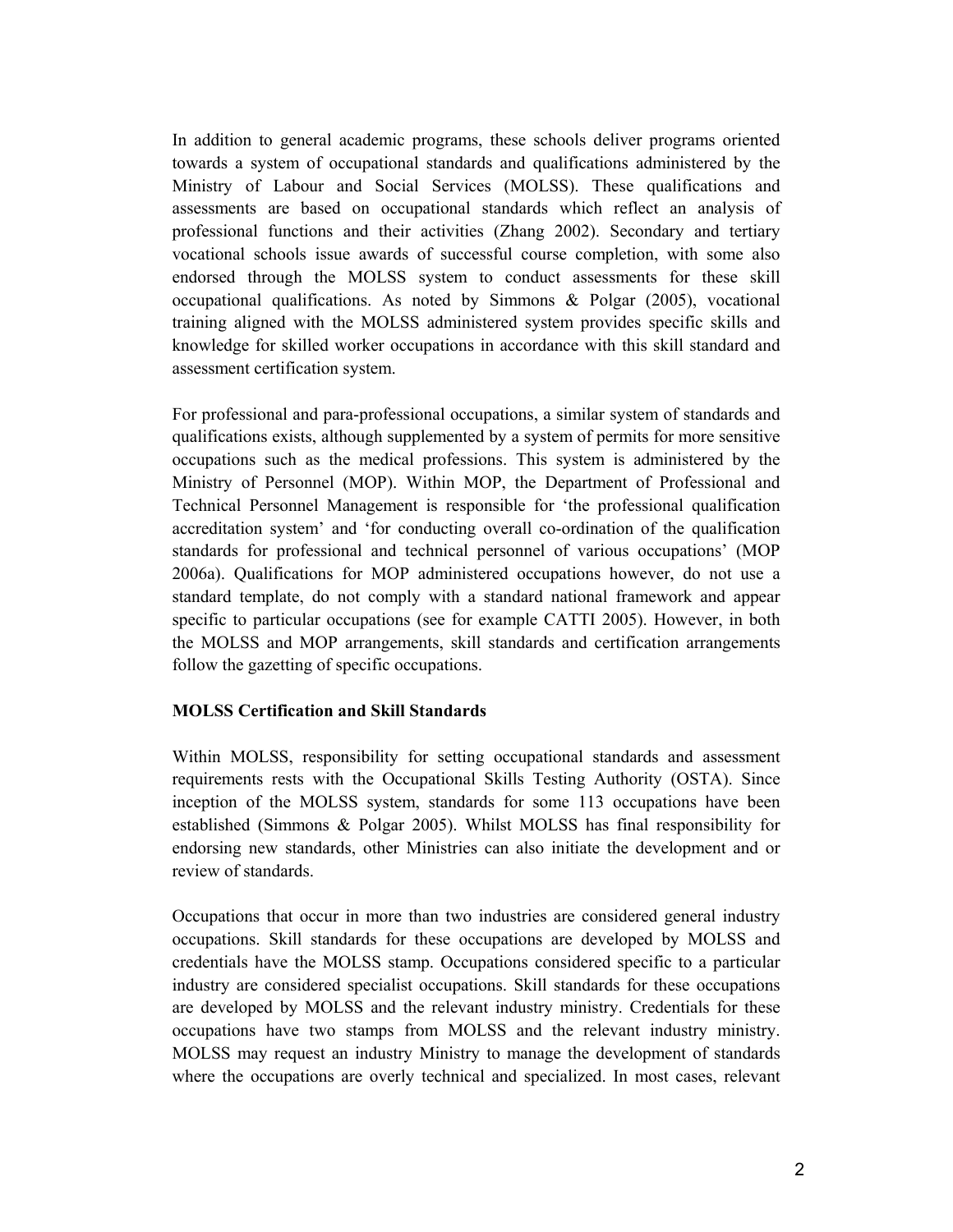In addition to general academic programs, these schools deliver programs oriented towards a system of occupational standards and qualifications administered by the Ministry of Labour and Social Services (MOLSS). These qualifications and assessments are based on occupational standards which reflect an analysis of professional functions and their activities (Zhang 2002). Secondary and tertiary vocational schools issue awards of successful course completion, with some also endorsed through the MOLSS system to conduct assessments for these skill occupational qualifications. As noted by Simmons & Polgar (2005), vocational training aligned with the MOLSS administered system provides specific skills and knowledge for skilled worker occupations in accordance with this skill standard and assessment certification system.

For professional and para-professional occupations, a similar system of standards and qualifications exists, although supplemented by a system of permits for more sensitive occupations such as the medical professions. This system is administered by the Ministry of Personnel (MOP). Within MOP, the Department of Professional and Technical Personnel Management is responsible for 'the professional qualification accreditation system' and 'for conducting overall co-ordination of the qualification standards for professional and technical personnel of various occupations' (MOP 2006a). Qualifications for MOP administered occupations however, do not use a standard template, do not comply with a standard national framework and appear specific to particular occupations (see for example CATTI 2005). However, in both the MOLSS and MOP arrangements, skill standards and certification arrangements follow the gazetting of specific occupations.

**MOLSS Certification and Skill Standards**

Within MOLSS, responsibility for setting occupational standards and assessment requirements rests with the Occupational Skills Testing Authority (OSTA). Since inception of the MOLSS system, standards for some 113 occupations have been established (Simmons & Polgar 2005). Whilst MOLSS has final responsibility for endorsing new standards, other Ministries can also initiate the development and or review of standards.

Occupations that occur in more than two industries are considered general industry occupations. Skill standards for these occupations are developed by MOLSS and credentials have the MOLSS stamp. Occupations considered specific to a particular industry are considered specialist occupations. Skill standards for these occupations are developed by MOLSS and the relevant industry ministry. Credentials for these occupations have two stamps from MOLSS and the relevant industry ministry. MOLSS may request an industry Ministry to manage the development of standards where the occupations are overly technical and specialized. In most cases, relevant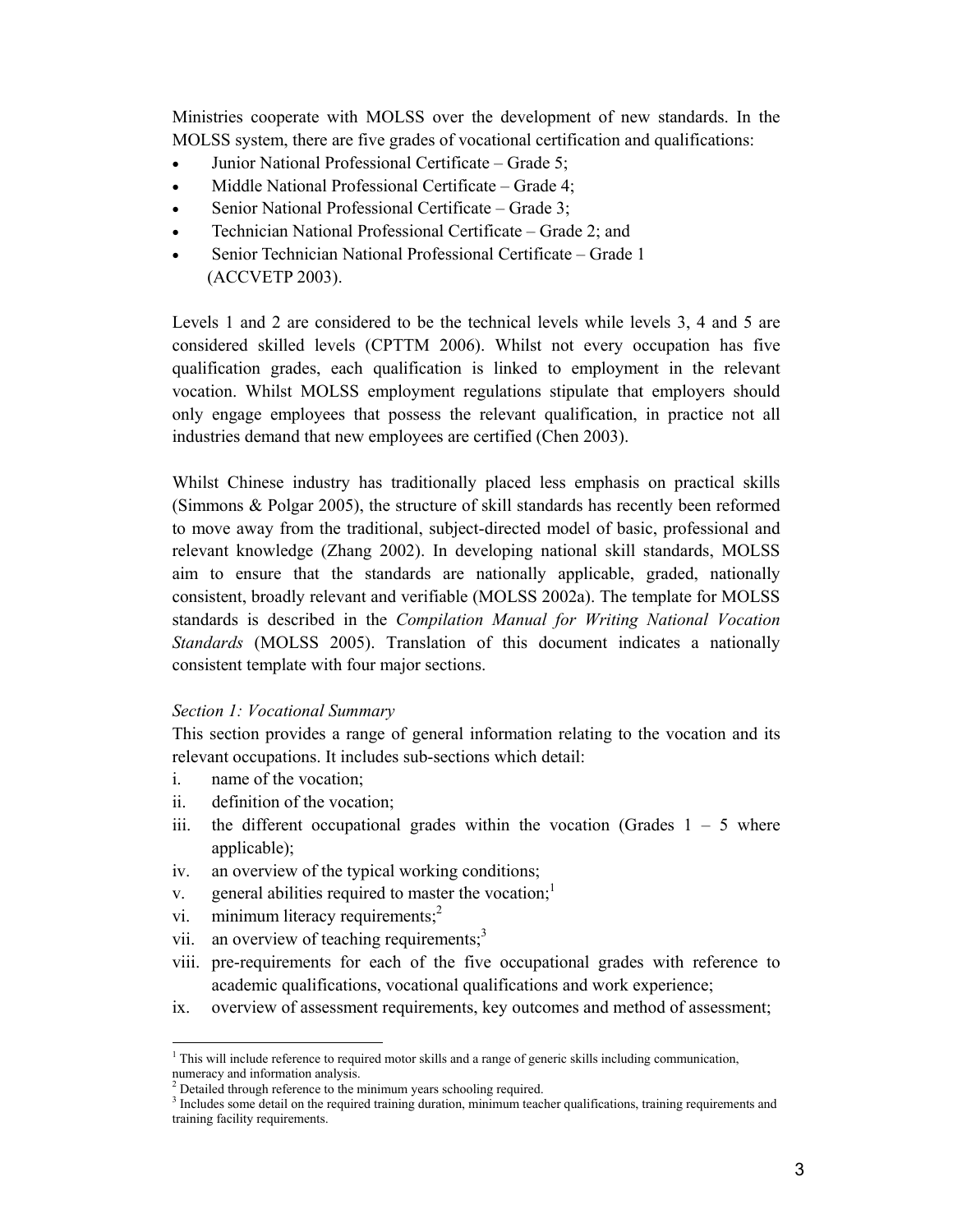Ministries cooperate with MOLSS over the development of new standards. In the MOLSS system, there are five grades of vocational certification and qualifications:

- Junior National Professional Certificate – Grade 5;
- Middle National Professional Certificate – Grade 4;
- Senior National Professional Certificate – Grade 3;
- Technician National Professional Certificate – Grade 2; and
- Senior Technician National Professional Certificate – Grade 1 (ACCVETP 2003).

Levels 1 and 2 are considered to be the technical levels while levels 3, 4 and 5 are considered skilled levels (CPTTM 2006). Whilst not every occupation has five qualification grades, each qualification is linked to employment in the relevant vocation. Whilst MOLSS employment regulations stipulate that employers should only engage employees that possess the relevant qualification, in practice not all industries demand that new employees are certified (Chen 2003).

Whilst Chinese industry has traditionally placed less emphasis on practical skills (Simmons & Polgar 2005), the structure of skill standards has recently been reformed to move away from the traditional, subject-directed model of basic, professional and relevant knowledge (Zhang 2002). In developing national skill standards, MOLSS aim to ensure that the standards are nationally applicable, graded, nationally consistent, broadly relevant and verifiable (MOLSS 2002a). The template for MOLSS standards is described in the *Compilation Manual for Writing National Vocation Standards* (MOLSS 2005). Translation of this document indicates a nationally consistent template with four major sections.

*Section 1: Vocational Summary*

This section provides a range of general information relating to the vocation and its relevant occupations. It includes sub-sections which detail:

i. name of the vocation;
ii. definition of the vocation;
iii. the different occupational grades within the vocation (Grades 1 – 5 where applicable);
iv. an overview of the typical working conditions;
v. general abilities required to master the vocation;[1]
vi. minimum literacy requirements;[2]
vii. an overview of teaching requirements;[3]
viii. pre-requirements for each of the five occupational grades with reference to academic qualifications, vocational qualifications and work experience;
ix. overview of assessment requirements, key outcomes and method of assessment;

---

[1] This will include reference to required motor skills and a range of generic skills including communication, numeracy and information analysis.

[2] Detailed through reference to the minimum years schooling required.

[3] Includes some detail on the required training duration, minimum teacher qualifications, training requirements and training facility requirements.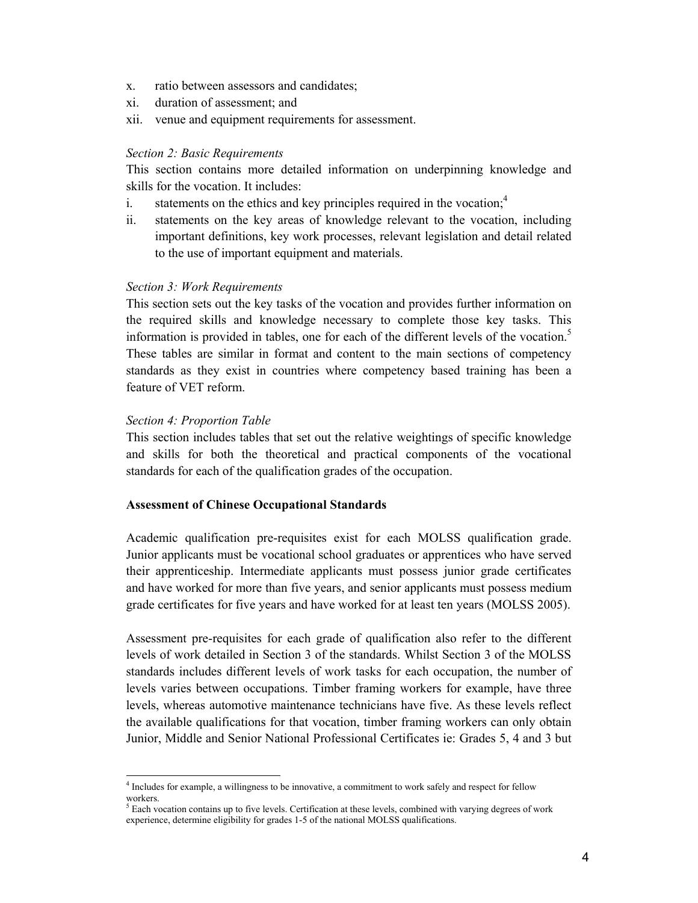x. ratio between assessors and candidates;
xi. duration of assessment; and
xii. venue and equipment requirements for assessment.

*Section 2: Basic Requirements*

This section contains more detailed information on underpinning knowledge and skills for the vocation. It includes:

i. statements on the ethics and key principles required in the vocation;[4]
ii. statements on the key areas of knowledge relevant to the vocation, including important definitions, key work processes, relevant legislation and detail related to the use of important equipment and materials.

*Section 3: Work Requirements*

This section sets out the key tasks of the vocation and provides further information on the required skills and knowledge necessary to complete those key tasks. This information is provided in tables, one for each of the different levels of the vocation.[5] These tables are similar in format and content to the main sections of competency standards as they exist in countries where competency based training has been a feature of VET reform.

*Section 4: Proportion Table*

This section includes tables that set out the relative weightings of specific knowledge and skills for both the theoretical and practical components of the vocational standards for each of the qualification grades of the occupation.

**Assessment of Chinese Occupational Standards**

Academic qualification pre-requisites exist for each MOLSS qualification grade. Junior applicants must be vocational school graduates or apprentices who have served their apprenticeship. Intermediate applicants must possess junior grade certificates and have worked for more than five years, and senior applicants must possess medium grade certificates for five years and have worked for at least ten years (MOLSS 2005).

Assessment pre-requisites for each grade of qualification also refer to the different levels of work detailed in Section 3 of the standards. Whilst Section 3 of the MOLSS standards includes different levels of work tasks for each occupation, the number of levels varies between occupations. Timber framing workers for example, have three levels, whereas automotive maintenance technicians have five. As these levels reflect the available qualifications for that vocation, timber framing workers can only obtain Junior, Middle and Senior National Professional Certificates ie: Grades 5, 4 and 3 but

[4] Includes for example, a willingness to be innovative, a commitment to work safely and respect for fellow workers.

[5] Each vocation contains up to five levels. Certification at these levels, combined with varying degrees of work experience, determine eligibility for grades 1-5 of the national MOLSS qualifications.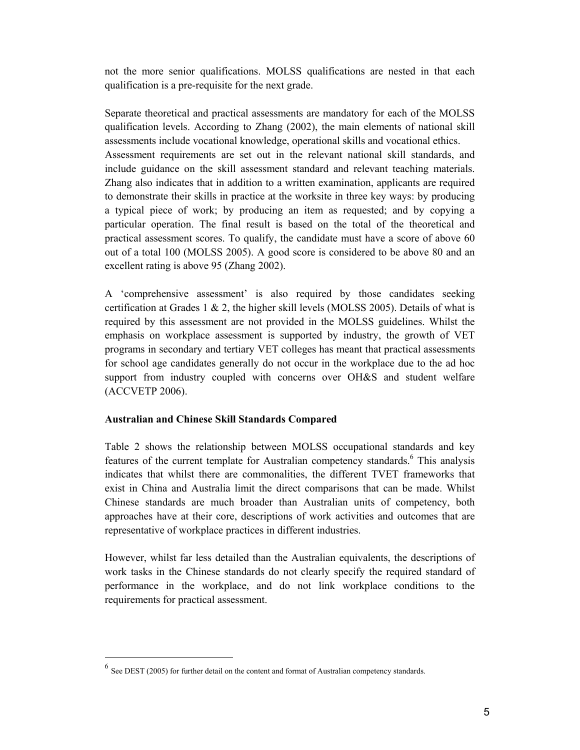not the more senior qualifications. MOLSS qualifications are nested in that each qualification is a pre-requisite for the next grade.

Separate theoretical and practical assessments are mandatory for each of the MOLSS qualification levels. According to Zhang (2002), the main elements of national skill assessments include vocational knowledge, operational skills and vocational ethics. Assessment requirements are set out in the relevant national skill standards, and include guidance on the skill assessment standard and relevant teaching materials. Zhang also indicates that in addition to a written examination, applicants are required to demonstrate their skills in practice at the worksite in three key ways: by producing a typical piece of work; by producing an item as requested; and by copying a particular operation. The final result is based on the total of the theoretical and practical assessment scores. To qualify, the candidate must have a score of above 60 out of a total 100 (MOLSS 2005). A good score is considered to be above 80 and an excellent rating is above 95 (Zhang 2002).

A 'comprehensive assessment' is also required by those candidates seeking certification at Grades 1 & 2, the higher skill levels (MOLSS 2005). Details of what is required by this assessment are not provided in the MOLSS guidelines. Whilst the emphasis on workplace assessment is supported by industry, the growth of VET programs in secondary and tertiary VET colleges has meant that practical assessments for school age candidates generally do not occur in the workplace due to the ad hoc support from industry coupled with concerns over OH&S and student welfare (ACCVETP 2006).

**Australian and Chinese Skill Standards Compared**

Table 2 shows the relationship between MOLSS occupational standards and key features of the current template for Australian competency standards.[6] This analysis indicates that whilst there are commonalities, the different TVET frameworks that exist in China and Australia limit the direct comparisons that can be made. Whilst Chinese standards are much broader than Australian units of competency, both approaches have at their core, descriptions of work activities and outcomes that are representative of workplace practices in different industries.

However, whilst far less detailed than the Australian equivalents, the descriptions of work tasks in the Chinese standards do not clearly specify the required standard of performance in the workplace, and do not link workplace conditions to the requirements for practical assessment.

[6] See DEST (2005) for further detail on the content and format of Australian competency standards.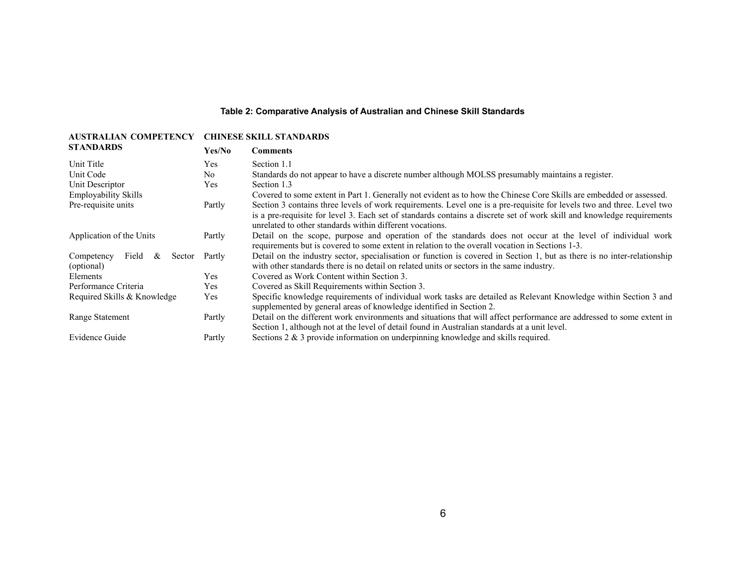**Table 2: Comparative Analysis of Australian and Chinese Skill Standards**

| AUSTRALIAN COMPETENCY STANDARDS | CHINESE SKILL STANDARDS | |
|---|---|---|
| | **Yes/No** | **Comments** |
| Unit Title | Yes | Section 1.1 |
| Unit Code | No | Standards do not appear to have a discrete number although MOLSS presumably maintains a register. |
| Unit Descriptor | Yes | Section 1.3 |
| Employability Skills | | Covered to some extent in Part 1. Generally not evident as to how the Chinese Core Skills are embedded or assessed. |
| Pre-requisite units | Partly | Section 3 contains three levels of work requirements. Level one is a pre-requisite for levels two and three. Level two is a pre-requisite for level 3. Each set of standards contains a discrete set of work skill and knowledge requirements unrelated to other standards within different vocations. |
| Application of the Units | Partly | Detail on the scope, purpose and operation of the standards does not occur at the level of individual work requirements but is covered to some extent in relation to the overall vocation in Sections 1-3. |
| Competency Field & Sector (optional) | Partly | Detail on the industry sector, specialisation or function is covered in Section 1, but as there is no inter-relationship with other standards there is no detail on related units or sectors in the same industry. |
| Elements | Yes | Covered as Work Content within Section 3. |
| Performance Criteria | Yes | Covered as Skill Requirements within Section 3. |
| Required Skills & Knowledge | Yes | Specific knowledge requirements of individual work tasks are detailed as Relevant Knowledge within Section 3 and supplemented by general areas of knowledge identified in Section 2. |
| Range Statement | Partly | Detail on the different work environments and situations that will affect performance are addressed to some extent in Section 1, although not at the level of detail found in Australian standards at a unit level. |
| Evidence Guide | Partly | Sections 2 & 3 provide information on underpinning knowledge and skills required. |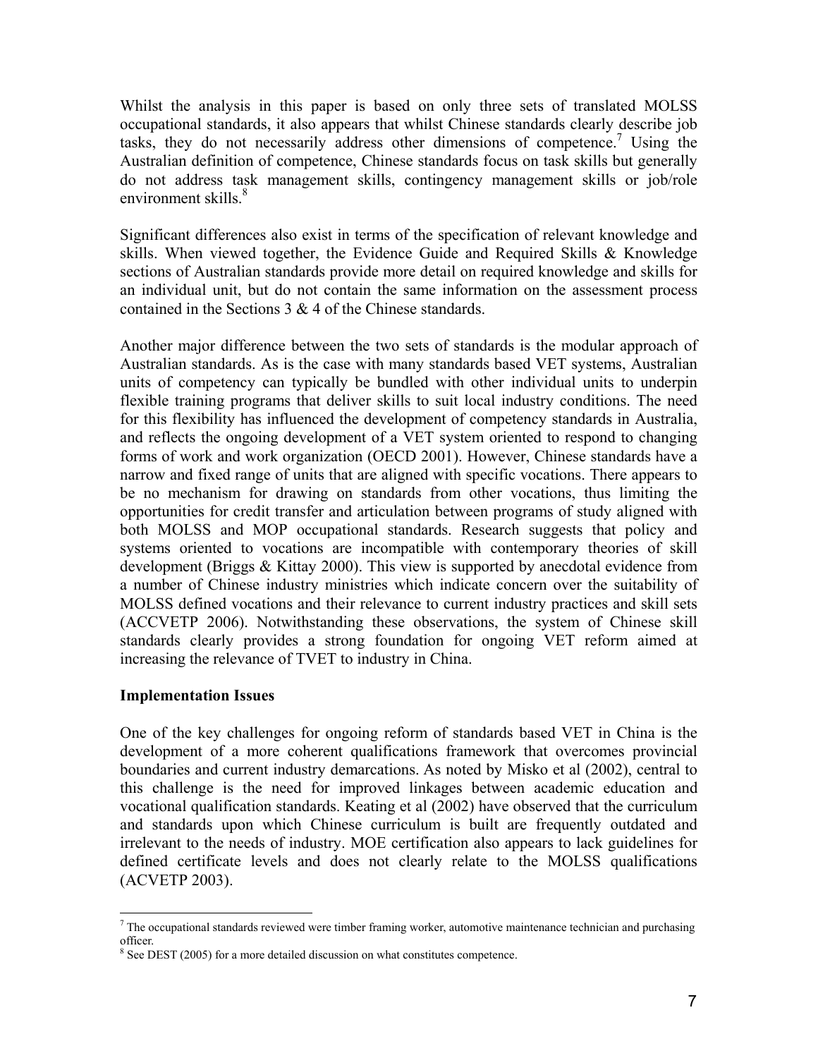Whilst the analysis in this paper is based on only three sets of translated MOLSS occupational standards, it also appears that whilst Chinese standards clearly describe job tasks, they do not necessarily address other dimensions of competence.[7] Using the Australian definition of competence, Chinese standards focus on task skills but generally do not address task management skills, contingency management skills or job/role environment skills.[8]

Significant differences also exist in terms of the specification of relevant knowledge and skills. When viewed together, the Evidence Guide and Required Skills & Knowledge sections of Australian standards provide more detail on required knowledge and skills for an individual unit, but do not contain the same information on the assessment process contained in the Sections 3 & 4 of the Chinese standards.

Another major difference between the two sets of standards is the modular approach of Australian standards. As is the case with many standards based VET systems, Australian units of competency can typically be bundled with other individual units to underpin flexible training programs that deliver skills to suit local industry conditions. The need for this flexibility has influenced the development of competency standards in Australia, and reflects the ongoing development of a VET system oriented to respond to changing forms of work and work organization (OECD 2001). However, Chinese standards have a narrow and fixed range of units that are aligned with specific vocations. There appears to be no mechanism for drawing on standards from other vocations, thus limiting the opportunities for credit transfer and articulation between programs of study aligned with both MOLSS and MOP occupational standards. Research suggests that policy and systems oriented to vocations are incompatible with contemporary theories of skill development (Briggs & Kittay 2000). This view is supported by anecdotal evidence from a number of Chinese industry ministries which indicate concern over the suitability of MOLSS defined vocations and their relevance to current industry practices and skill sets (ACCVETP 2006). Notwithstanding these observations, the system of Chinese skill standards clearly provides a strong foundation for ongoing VET reform aimed at increasing the relevance of TVET to industry in China.

**Implementation Issues**

One of the key challenges for ongoing reform of standards based VET in China is the development of a more coherent qualifications framework that overcomes provincial boundaries and current industry demarcations. As noted by Misko et al (2002), central to this challenge is the need for improved linkages between academic education and vocational qualification standards. Keating et al (2002) have observed that the curriculum and standards upon which Chinese curriculum is built are frequently outdated and irrelevant to the needs of industry. MOE certification also appears to lack guidelines for defined certificate levels and does not clearly relate to the MOLSS qualifications (ACVETP 2003).

---

[7] The occupational standards reviewed were timber framing worker, automotive maintenance technician and purchasing officer.

[8] See DEST (2005) for a more detailed discussion on what constitutes competence.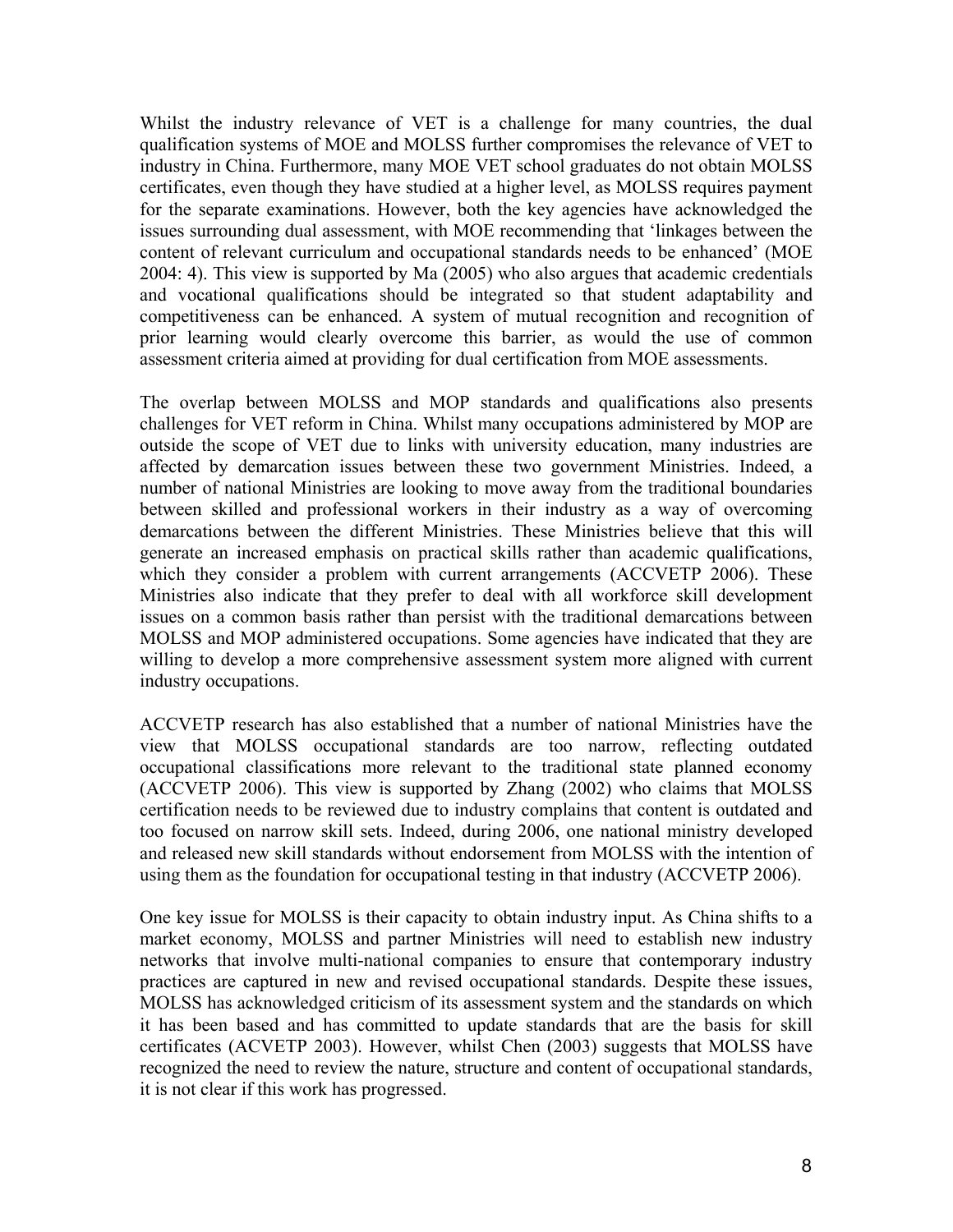Whilst the industry relevance of VET is a challenge for many countries, the dual qualification systems of MOE and MOLSS further compromises the relevance of VET to industry in China. Furthermore, many MOE VET school graduates do not obtain MOLSS certificates, even though they have studied at a higher level, as MOLSS requires payment for the separate examinations. However, both the key agencies have acknowledged the issues surrounding dual assessment, with MOE recommending that 'linkages between the content of relevant curriculum and occupational standards needs to be enhanced' (MOE 2004: 4). This view is supported by Ma (2005) who also argues that academic credentials and vocational qualifications should be integrated so that student adaptability and competitiveness can be enhanced. A system of mutual recognition and recognition of prior learning would clearly overcome this barrier, as would the use of common assessment criteria aimed at providing for dual certification from MOE assessments.

The overlap between MOLSS and MOP standards and qualifications also presents challenges for VET reform in China. Whilst many occupations administered by MOP are outside the scope of VET due to links with university education, many industries are affected by demarcation issues between these two government Ministries. Indeed, a number of national Ministries are looking to move away from the traditional boundaries between skilled and professional workers in their industry as a way of overcoming demarcations between the different Ministries. These Ministries believe that this will generate an increased emphasis on practical skills rather than academic qualifications, which they consider a problem with current arrangements (ACCVETP 2006). These Ministries also indicate that they prefer to deal with all workforce skill development issues on a common basis rather than persist with the traditional demarcations between MOLSS and MOP administered occupations. Some agencies have indicated that they are willing to develop a more comprehensive assessment system more aligned with current industry occupations.

ACCVETP research has also established that a number of national Ministries have the view that MOLSS occupational standards are too narrow, reflecting outdated occupational classifications more relevant to the traditional state planned economy (ACCVETP 2006). This view is supported by Zhang (2002) who claims that MOLSS certification needs to be reviewed due to industry complains that content is outdated and too focused on narrow skill sets. Indeed, during 2006, one national ministry developed and released new skill standards without endorsement from MOLSS with the intention of using them as the foundation for occupational testing in that industry (ACCVETP 2006).

One key issue for MOLSS is their capacity to obtain industry input. As China shifts to a market economy, MOLSS and partner Ministries will need to establish new industry networks that involve multi-national companies to ensure that contemporary industry practices are captured in new and revised occupational standards. Despite these issues, MOLSS has acknowledged criticism of its assessment system and the standards on which it has been based and has committed to update standards that are the basis for skill certificates (ACVETP 2003). However, whilst Chen (2003) suggests that MOLSS have recognized the need to review the nature, structure and content of occupational standards, it is not clear if this work has progressed.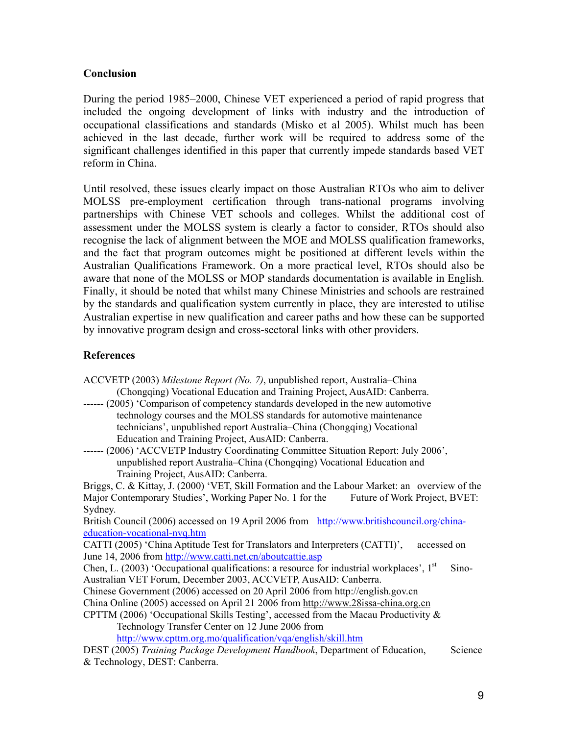## Conclusion

During the period 1985–2000, Chinese VET experienced a period of rapid progress that included the ongoing development of links with industry and the introduction of occupational classifications and standards (Misko et al 2005). Whilst much has been achieved in the last decade, further work will be required to address some of the significant challenges identified in this paper that currently impede standards based VET reform in China.

Until resolved, these issues clearly impact on those Australian RTOs who aim to deliver MOLSS pre-employment certification through trans-national programs involving partnerships with Chinese VET schools and colleges. Whilst the additional cost of assessment under the MOLSS system is clearly a factor to consider, RTOs should also recognise the lack of alignment between the MOE and MOLSS qualification frameworks, and the fact that program outcomes might be positioned at different levels within the Australian Qualifications Framework. On a more practical level, RTOs should also be aware that none of the MOLSS or MOP standards documentation is available in English. Finally, it should be noted that whilst many Chinese Ministries and schools are restrained by the standards and qualification system currently in place, they are interested to utilise Australian expertise in new qualification and career paths and how these can be supported by innovative program design and cross-sectoral links with other providers.

## References

ACCVETP (2003) *Milestone Report (No. 7)*, unpublished report, Australia–China (Chongqing) Vocational Education and Training Project, AusAID: Canberra.

------ (2005) 'Comparison of competency standards developed in the new automotive technology courses and the MOLSS standards for automotive maintenance technicians', unpublished report Australia–China (Chongqing) Vocational Education and Training Project, AusAID: Canberra.

------ (2006) 'ACCVETP Industry Coordinating Committee Situation Report: July 2006', unpublished report Australia–China (Chongqing) Vocational Education and Training Project, AusAID: Canberra.

Briggs, C. & Kittay, J. (2000) 'VET, Skill Formation and the Labour Market: an overview of the Major Contemporary Studies', Working Paper No. 1 for the Future of Work Project, BVET: Sydney.

British Council (2006) accessed on 19 April 2006 from http://www.britishcouncil.org/china-education-vocational-nvq.htm

CATTI (2005) 'China Aptitude Test for Translators and Interpreters (CATTI)', accessed on June 14, 2006 from http://www.catti.net.cn/aboutcattie.asp

Chen, L. (2003) 'Occupational qualifications: a resource for industrial workplaces', 1st Sino-Australian VET Forum, December 2003, ACCVETP, AusAID: Canberra.

Chinese Government (2006) accessed on 20 April 2006 from http://english.gov.cn

China Online (2005) accessed on April 21 2006 from http://www.28issa-china.org.cn

CPTTM (2006) 'Occupational Skills Testing', accessed from the Macau Productivity & Technology Transfer Center on 12 June 2006 from http://www.cpttm.org.mo/qualification/vqa/english/skill.htm

DEST (2005) *Training Package Development Handbook*, Department of Education, Science & Technology, DEST: Canberra.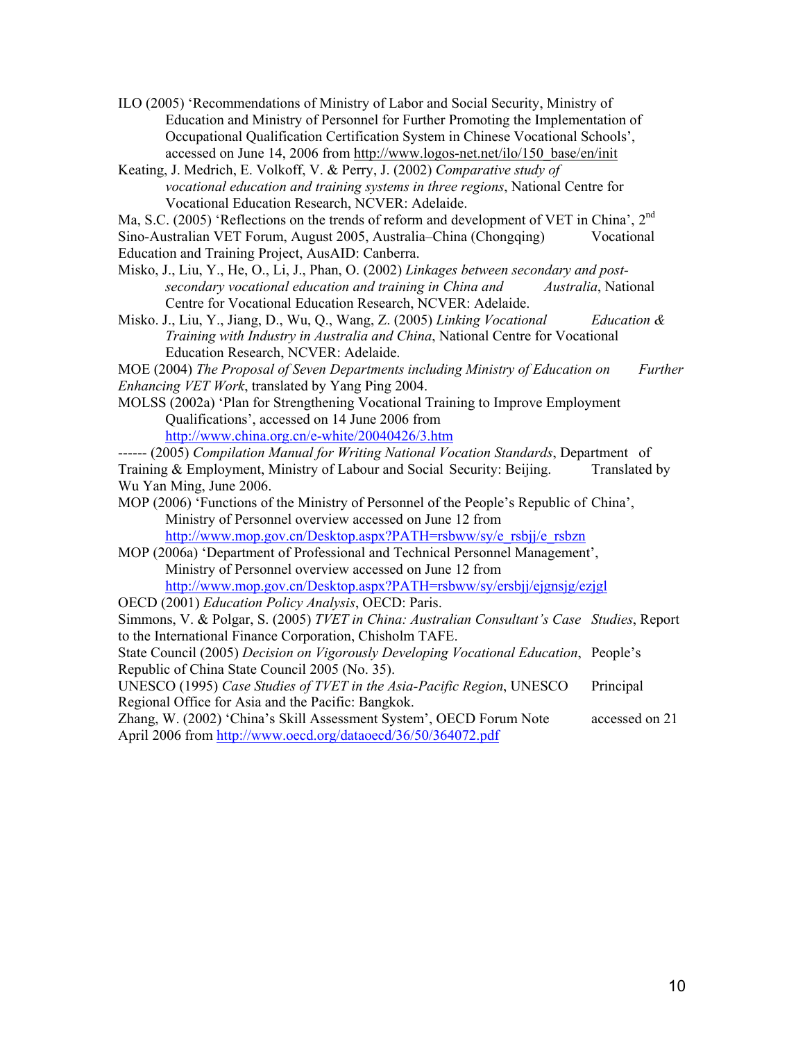ILO (2005) 'Recommendations of Ministry of Labor and Social Security, Ministry of Education and Ministry of Personnel for Further Promoting the Implementation of Occupational Qualification Certification System in Chinese Vocational Schools', accessed on June 14, 2006 from http://www.logos-net.net/ilo/150_base/en/init

Keating, J. Medrich, E. Volkoff, V. & Perry, J. (2002) *Comparative study of vocational education and training systems in three regions*, National Centre for Vocational Education Research, NCVER: Adelaide.

Ma, S.C. (2005) 'Reflections on the trends of reform and development of VET in China', 2nd Sino-Australian VET Forum, August 2005, Australia–China (Chongqing) Vocational Education and Training Project, AusAID: Canberra.

Misko, J., Liu, Y., He, O., Li, J., Phan, O. (2002) *Linkages between secondary and post-secondary vocational education and training in China and Australia*, National Centre for Vocational Education Research, NCVER: Adelaide.

Misko. J., Liu, Y., Jiang, D., Wu, Q., Wang, Z. (2005) *Linking Vocational Education & Training with Industry in Australia and China*, National Centre for Vocational Education Research, NCVER: Adelaide.

MOE (2004) *The Proposal of Seven Departments including Ministry of Education on Further Enhancing VET Work*, translated by Yang Ping 2004.

MOLSS (2002a) 'Plan for Strengthening Vocational Training to Improve Employment Qualifications', accessed on 14 June 2006 from http://www.china.org.cn/e-white/20040426/3.htm

------ (2005) *Compilation Manual for Writing National Vocation Standards*, Department of Training & Employment, Ministry of Labour and Social Security: Beijing. Translated by Wu Yan Ming, June 2006.

MOP (2006) 'Functions of the Ministry of Personnel of the People's Republic of China', Ministry of Personnel overview accessed on June 12 from http://www.mop.gov.cn/Desktop.aspx?PATH=rsbww/sy/e_rsbjj/e_rsbzn

MOP (2006a) 'Department of Professional and Technical Personnel Management', Ministry of Personnel overview accessed on June 12 from http://www.mop.gov.cn/Desktop.aspx?PATH=rsbww/sy/ersbjj/ejgnsjg/ezjgl

OECD (2001) *Education Policy Analysis*, OECD: Paris.

Simmons, V. & Polgar, S. (2005) *TVET in China: Australian Consultant's Case Studies*, Report to the International Finance Corporation, Chisholm TAFE.

State Council (2005) *Decision on Vigorously Developing Vocational Education*, People's Republic of China State Council 2005 (No. 35).

UNESCO (1995) *Case Studies of TVET in the Asia-Pacific Region*, UNESCO Principal Regional Office for Asia and the Pacific: Bangkok.

Zhang, W. (2002) 'China's Skill Assessment System', OECD Forum Note accessed on 21 April 2006 from http://www.oecd.org/dataoecd/36/50/364072.pdf